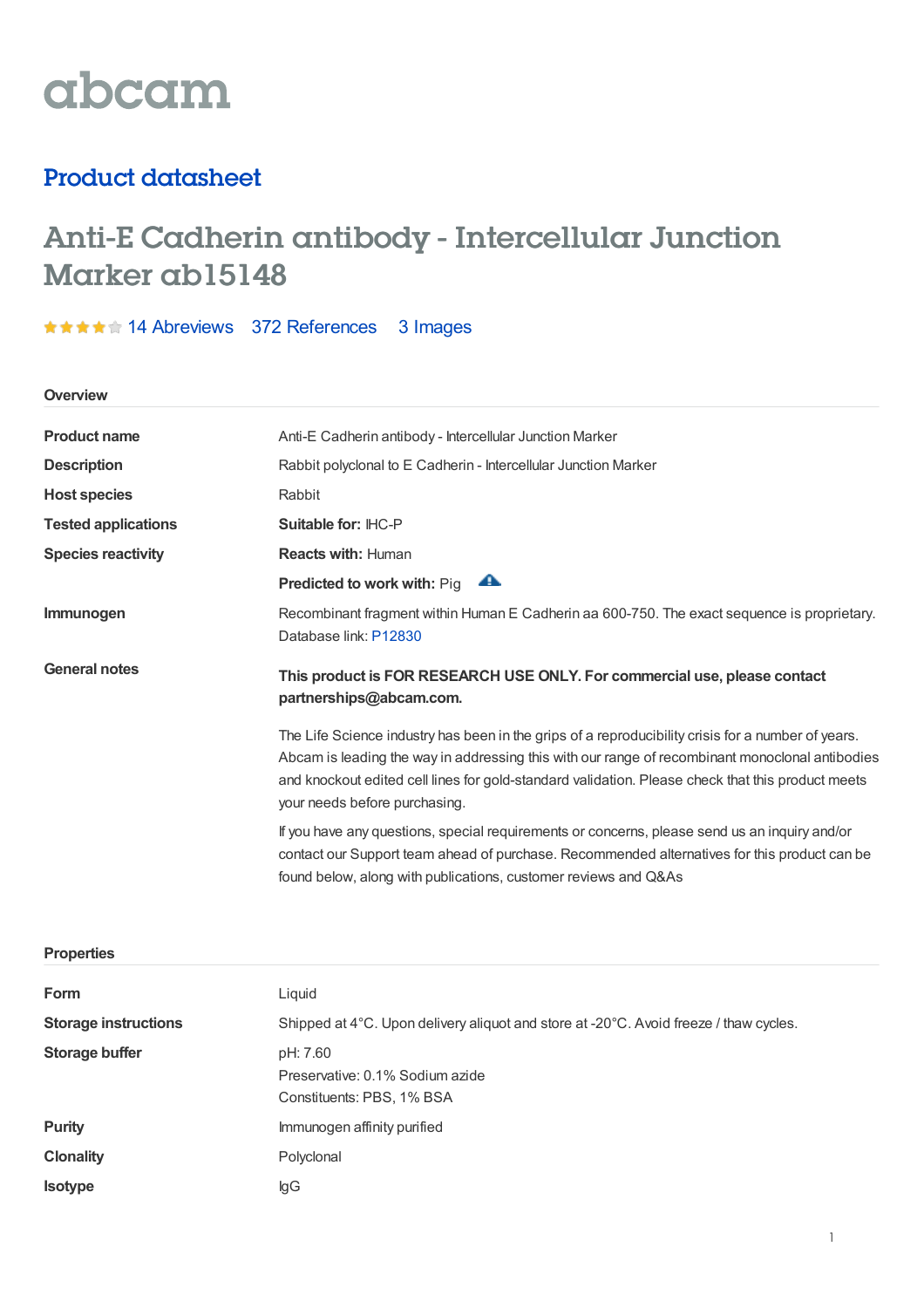abcam

## Product datasheet

# Anti-E Cadherin antibody - Intercellular Junction Marker ab15148

14 Abreviews 372 References 3 Images

### Overview

| | |
|---|---|
| **Product name** | Anti-E Cadherin antibody - Intercellular Junction Marker |
| **Description** | Rabbit polyclonal to E Cadherin - Intercellular Junction Marker |
| **Host species** | Rabbit |
| **Tested applications** | **Suitable for:** IHC-P |
| **Species reactivity** | **Reacts with:** Human |
| | **Predicted to work with:** Pig |
| **Immunogen** | Recombinant fragment within Human E Cadherin aa 600-750. The exact sequence is proprietary. Database link: P12830 |

**General notes**

**This product is FOR RESEARCH USE ONLY. For commercial use, please contact partnerships@abcam.com.**

The Life Science industry has been in the grips of a reproducibility crisis for a number of years. Abcam is leading the way in addressing this with our range of recombinant monoclonal antibodies and knockout edited cell lines for gold-standard validation. Please check that this product meets your needs before purchasing.

If you have any questions, special requirements or concerns, please send us an inquiry and/or contact our Support team ahead of purchase. Recommended alternatives for this product can be found below, along with publications, customer reviews and Q&As

### Properties

| | |
|---|---|
| **Form** | Liquid |
| **Storage instructions** | Shipped at 4°C. Upon delivery aliquot and store at -20°C. Avoid freeze / thaw cycles. |
| **Storage buffer** | pH: 7.60<br>Preservative: 0.1% Sodium azide<br>Constituents: PBS, 1% BSA |
| **Purity** | Immunogen affinity purified |
| **Clonality** | Polyclonal |
| **Isotype** | IgG |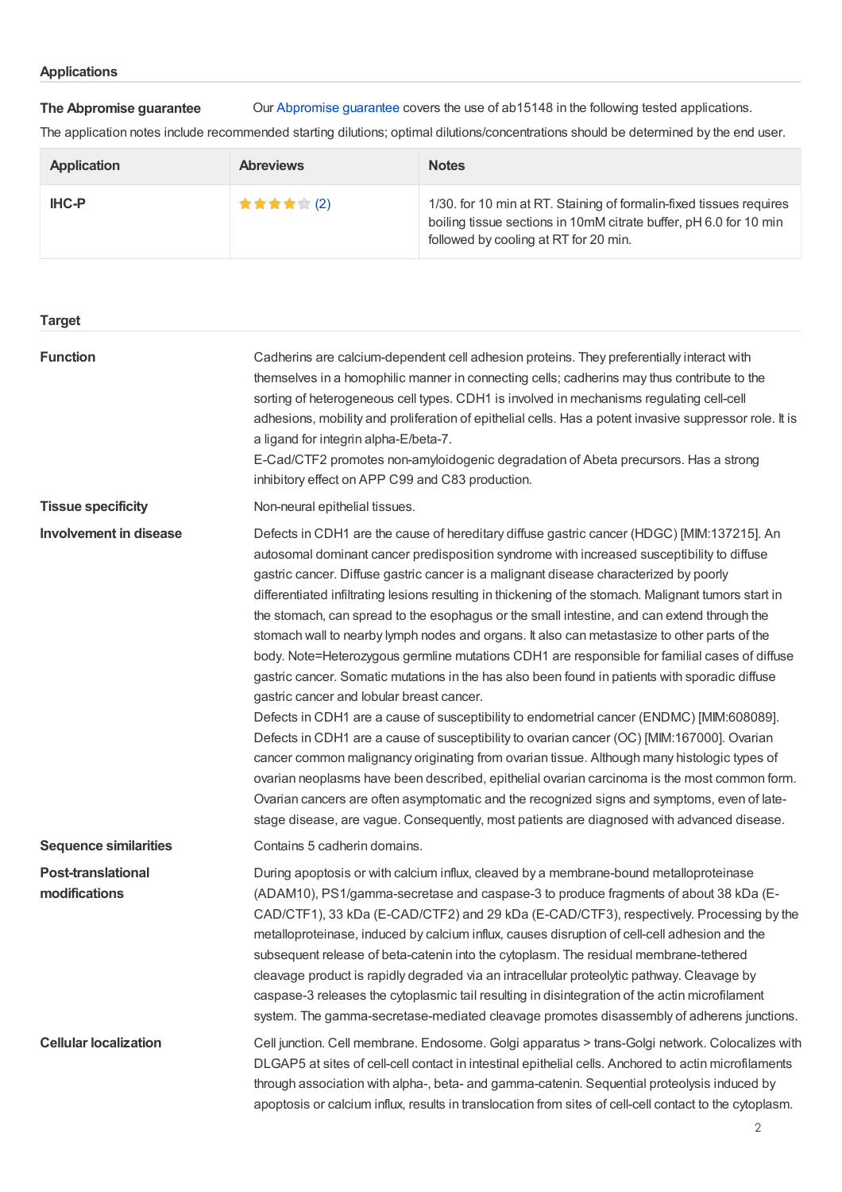## Applications

**The Abpromise guarantee** Our Abpromise guarantee covers the use of ab15148 in the following tested applications.

The application notes include recommended starting dilutions; optimal dilutions/concentrations should be determined by the end user.

| Application | Abreviews | Notes |
| --- | --- | --- |
| IHC-P | ★★★★☆ (2) | 1/30. for 10 min at RT. Staining of formalin-fixed tissues requires boiling tissue sections in 10mM citrate buffer, pH 6.0 for 10 min followed by cooling at RT for 20 min. |

## Target

**Function**

Cadherins are calcium-dependent cell adhesion proteins. They preferentially interact with themselves in a homophilic manner in connecting cells; cadherins may thus contribute to the sorting of heterogeneous cell types. CDH1 is involved in mechanisms regulating cell-cell adhesions, mobility and proliferation of epithelial cells. Has a potent invasive suppressor role. It is a ligand for integrin alpha-E/beta-7.

E-Cad/CTF2 promotes non-amyloidogenic degradation of Abeta precursors. Has a strong inhibitory effect on APP C99 and C83 production.

**Tissue specificity**

Non-neural epithelial tissues.

**Involvement in disease**

Defects in CDH1 are the cause of hereditary diffuse gastric cancer (HDGC) [MIM:137215]. An autosomal dominant cancer predisposition syndrome with increased susceptibility to diffuse gastric cancer. Diffuse gastric cancer is a malignant disease characterized by poorly differentiated infiltrating lesions resulting in thickening of the stomach. Malignant tumors start in the stomach, can spread to the esophagus or the small intestine, and can extend through the stomach wall to nearby lymph nodes and organs. It also can metastasize to other parts of the body. Note=Heterozygous germline mutations CDH1 are responsible for familial cases of diffuse gastric cancer. Somatic mutations in the has also been found in patients with sporadic diffuse gastric cancer and lobular breast cancer.

Defects in CDH1 are a cause of susceptibility to endometrial cancer (ENDMC) [MIM:608089].

Defects in CDH1 are a cause of susceptibility to ovarian cancer (OC) [MIM:167000]. Ovarian cancer common malignancy originating from ovarian tissue. Although many histologic types of ovarian neoplasms have been described, epithelial ovarian carcinoma is the most common form. Ovarian cancers are often asymptomatic and the recognized signs and symptoms, even of late-stage disease, are vague. Consequently, most patients are diagnosed with advanced disease.

**Sequence similarities**

Contains 5 cadherin domains.

**Post-translational modifications**

During apoptosis or with calcium influx, cleaved by a membrane-bound metalloproteinase (ADAM10), PS1/gamma-secretase and caspase-3 to produce fragments of about 38 kDa (E-CAD/CTF1), 33 kDa (E-CAD/CTF2) and 29 kDa (E-CAD/CTF3), respectively. Processing by the metalloproteinase, induced by calcium influx, causes disruption of cell-cell adhesion and the subsequent release of beta-catenin into the cytoplasm. The residual membrane-tethered cleavage product is rapidly degraded via an intracellular proteolytic pathway. Cleavage by caspase-3 releases the cytoplasmic tail resulting in disintegration of the actin microfilament system. The gamma-secretase-mediated cleavage promotes disassembly of adherens junctions.

**Cellular localization**

Cell junction. Cell membrane. Endosome. Golgi apparatus > trans-Golgi network. Colocalizes with DLGAP5 at sites of cell-cell contact in intestinal epithelial cells. Anchored to actin microfilaments through association with alpha-, beta- and gamma-catenin. Sequential proteolysis induced by apoptosis or calcium influx, results in translocation from sites of cell-cell contact to the cytoplasm.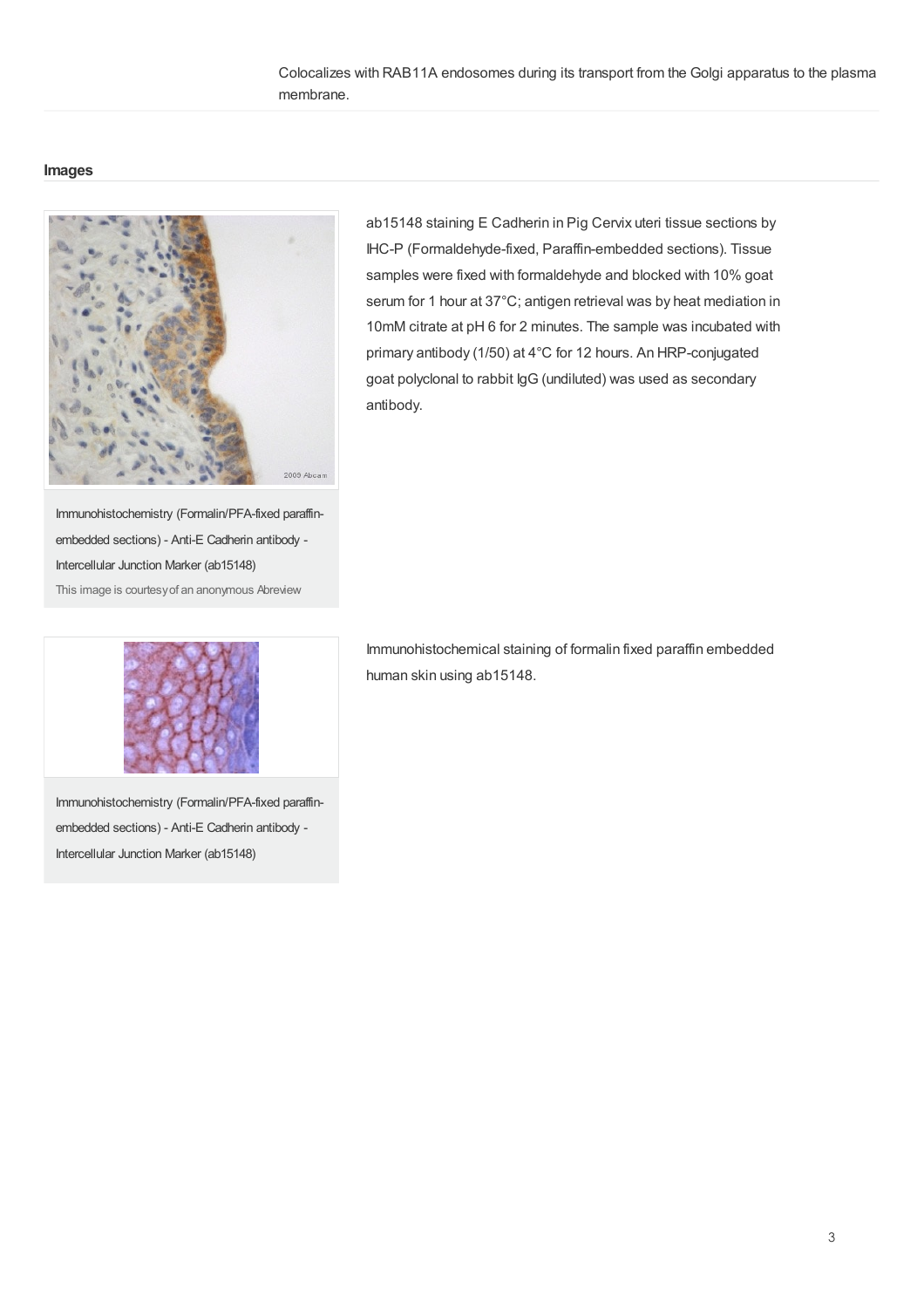Colocalizes with RAB11A endosomes during its transport from the Golgi apparatus to the plasma membrane.

## Images

Immunohistochemistry (Formalin/PFA-fixed paraffin-embedded sections) - Anti-E Cadherin antibody - Intercellular Junction Marker (ab15148)

This image is courtesy of an anonymous Abreview

ab15148 staining E Cadherin in Pig Cervix uteri tissue sections by IHC-P (Formaldehyde-fixed, Paraffin-embedded sections). Tissue samples were fixed with formaldehyde and blocked with 10% goat serum for 1 hour at 37°C; antigen retrieval was by heat mediation in 10mM citrate at pH 6 for 2 minutes. The sample was incubated with primary antibody (1/50) at 4°C for 12 hours. An HRP-conjugated goat polyclonal to rabbit IgG (undiluted) was used as secondary antibody.

Immunohistochemistry (Formalin/PFA-fixed paraffin-embedded sections) - Anti-E Cadherin antibody - Intercellular Junction Marker (ab15148)

Immunohistochemical staining of formalin fixed paraffin embedded human skin using ab15148.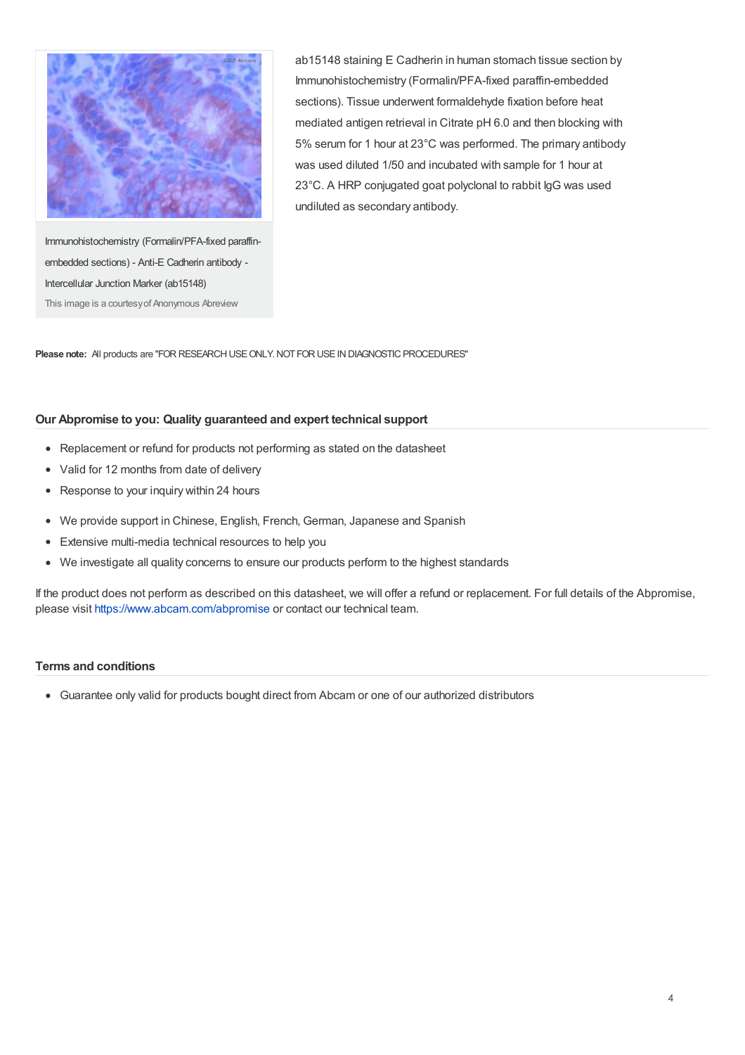Immunohistochemistry (Formalin/PFA-fixed paraffin-embedded sections) - Anti-E Cadherin antibody - Intercellular Junction Marker (ab15148)

This image is a courtesy of Anonymous Abreview

ab15148 staining E Cadherin in human stomach tissue section by Immunohistochemistry (Formalin/PFA-fixed paraffin-embedded sections). Tissue underwent formaldehyde fixation before heat mediated antigen retrieval in Citrate pH 6.0 and then blocking with 5% serum for 1 hour at 23°C was performed. The primary antibody was used diluted 1/50 and incubated with sample for 1 hour at 23°C. A HRP conjugated goat polyclonal to rabbit IgG was used undiluted as secondary antibody.

**Please note:** All products are "FOR RESEARCH USE ONLY. NOT FOR USE IN DIAGNOSTIC PROCEDURES"

### Our Abpromise to you: Quality guaranteed and expert technical support

- Replacement or refund for products not performing as stated on the datasheet
- Valid for 12 months from date of delivery
- Response to your inquiry within 24 hours

- We provide support in Chinese, English, French, German, Japanese and Spanish
- Extensive multi-media technical resources to help you
- We investigate all quality concerns to ensure our products perform to the highest standards

If the product does not perform as described on this datasheet, we will offer a refund or replacement. For full details of the Abpromise, please visit https://www.abcam.com/abpromise or contact our technical team.

### Terms and conditions

- Guarantee only valid for products bought direct from Abcam or one of our authorized distributors